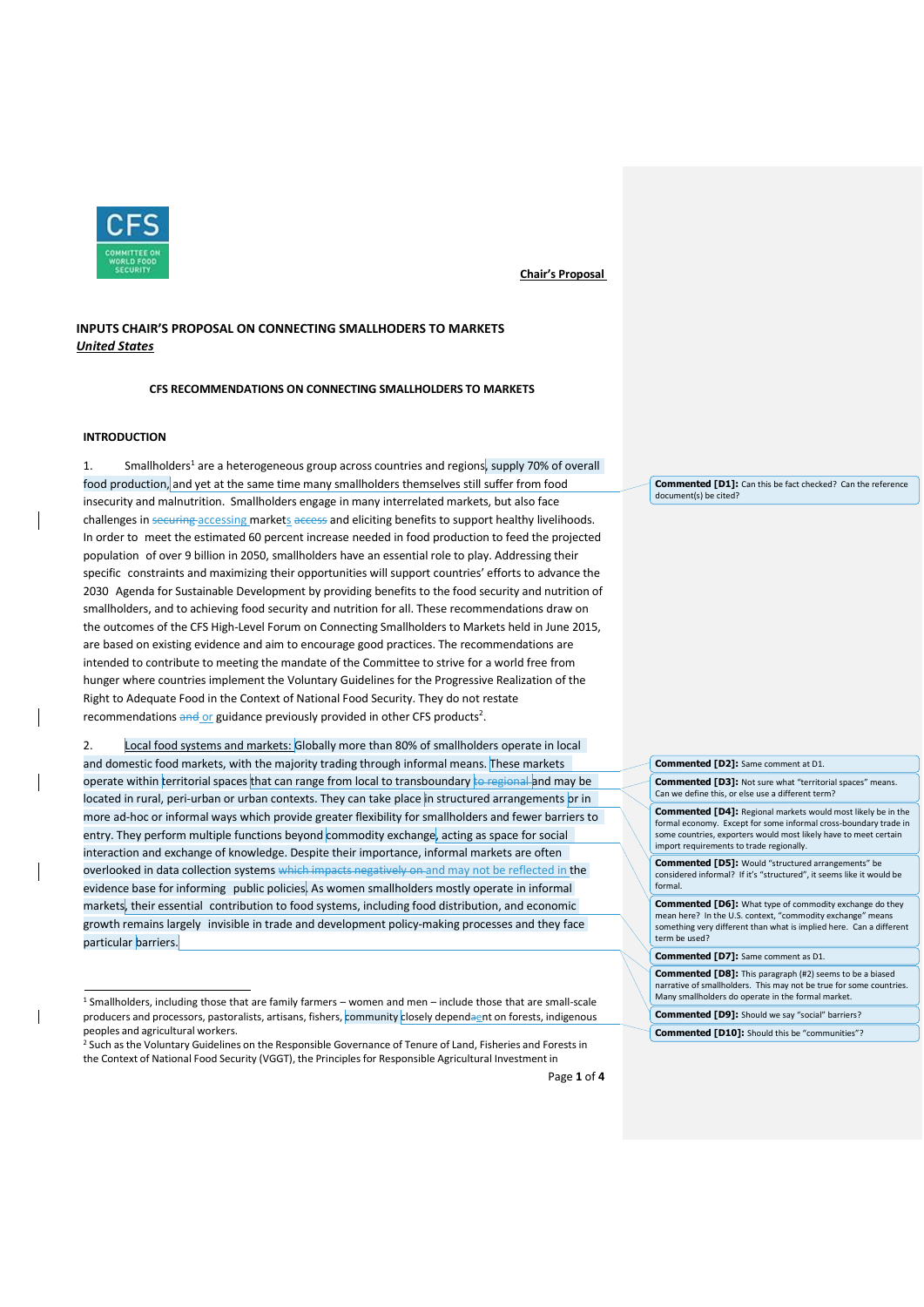**Chair's Proposal**

# INPUTS CHAIR'S PROPOSAL ON CONNECTING SMALLHODERS TO MARKETS

***United States***

## CFS RECOMMENDATIONS ON CONNECTING SMALLHOLDERS TO MARKETS

### INTRODUCTION

1. Smallholders[1] are a heterogeneous group across countries and regions, supply 70% of overall food production, and yet at the same time many smallholders themselves still suffer from food insecurity and malnutrition. Smallholders engage in many interrelated markets, but also face challenges in ~~securing~~ accessing markets ~~access~~ and eliciting benefits to support healthy livelihoods. In order to meet the estimated 60 percent increase needed in food production to feed the projected population of over 9 billion in 2050, smallholders have an essential role to play. Addressing their specific constraints and maximizing their opportunities will support countries' efforts to advance the 2030 Agenda for Sustainable Development by providing benefits to the food security and nutrition of smallholders, and to achieving food security and nutrition for all. These recommendations draw on the outcomes of the CFS High-Level Forum on Connecting Smallholders to Markets held in June 2015, are based on existing evidence and aim to encourage good practices. The recommendations are intended to contribute to meeting the mandate of the Committee to strive for a world free from hunger where countries implement the Voluntary Guidelines for the Progressive Realization of the Right to Adequate Food in the Context of National Food Security. They do not restate recommendations ~~and~~ or guidance previously provided in other CFS products[2].

2. Local food systems and markets: Globally more than 80% of smallholders operate in local and domestic food markets, with the majority trading through informal means. These markets operate within territorial spaces that can range from local to transboundary ~~to regional~~ and may be located in rural, peri-urban or urban contexts. They can take place in structured arrangements or in more ad-hoc or informal ways which provide greater flexibility for smallholders and fewer barriers to entry. They perform multiple functions beyond commodity exchange, acting as space for social interaction and exchange of knowledge. Despite their importance, informal markets are often overlooked in data collection systems ~~which impacts negatively on~~ and may not be reflected in the evidence base for informing public policies. As women smallholders mostly operate in informal markets, their essential contribution to food systems, including food distribution, and economic growth remains largely invisible in trade and development policy-making processes and they face particular barriers.

---

[1] Smallholders, including those that are family farmers – women and men – include those that are small-scale producers and processors, pastoralists, artisans, fishers, community closely depend~~a~~ent on forests, indigenous peoples and agricultural workers.

[2] Such as the Voluntary Guidelines on the Responsible Governance of Tenure of Land, Fisheries and Forests in the Context of National Food Security (VGGT), the Principles for Responsible Agricultural Investment in

---

**Comments:**

**Commented [D1]:** Can this be fact checked? Can the reference document(s) be cited?

**Commented [D2]:** Same comment at D1.

**Commented [D3]:** Not sure what "territorial spaces" means. Can we define this, or else use a different term?

**Commented [D4]:** Regional markets would most likely be in the formal economy. Except for some informal cross-boundary trade in some countries, exporters would most likely have to meet certain import requirements to trade regionally.

**Commented [D5]:** Would "structured arrangements" be considered informal? If it's "structured", it seems like it would be formal.

**Commented [D6]:** What type of commodity exchange do they mean here? In the U.S. context, "commodity exchange" means something very different than what is implied here. Can a different term be used?

**Commented [D7]:** Same comment as D1.

**Commented [D8]:** This paragraph (#2) seems to be a biased narrative of smallholders. This may not be true for some countries. Many smallholders do operate in the formal market.

**Commented [D9]:** Should we say "social" barriers?

**Commented [D10]:** Should this be "communities"?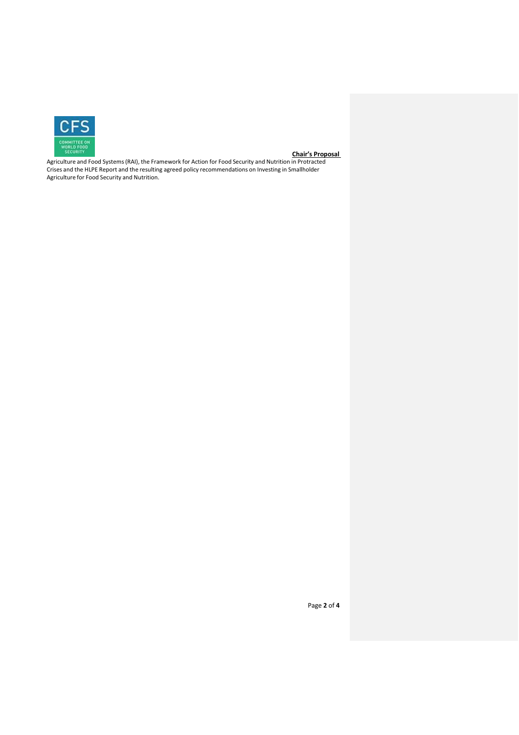**Chair's Proposal**

Agriculture and Food Systems (RAI), the Framework for Action for Food Security and Nutrition in Protracted Crises and the HLPE Report and the resulting agreed policy recommendations on Investing in Smallholder Agriculture for Food Security and Nutrition.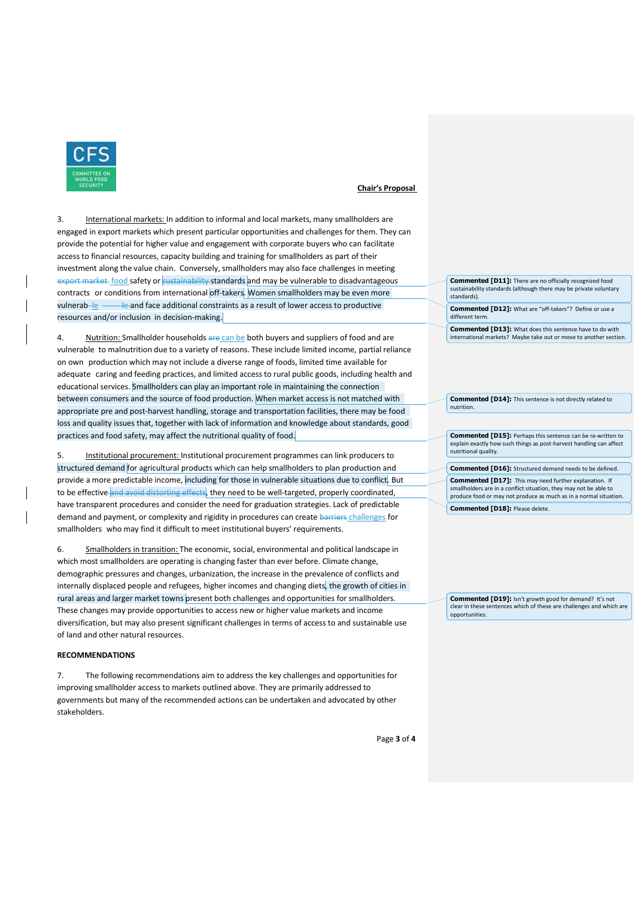**Chair's Proposal**

3. International markets: In addition to informal and local markets, many smallholders are engaged in export markets which present particular opportunities and challenges for them. They can provide the potential for higher value and engagement with corporate buyers who can facilitate access to financial resources, capacity building and training for smallholders as part of their investment along the value chain. Conversely, smallholders may also face challenges in meeting ~~export market~~ food safety or ~~sustainability~~ standards and may be vulnerable to disadvantageous contracts or conditions from international off-takers. Women smallholders may be even more vulnerable ~~le~~ and face additional constraints as a result of lower access to productive resources and/or inclusion in decision-making.

4. Nutrition: Smallholder households ~~are~~ can be both buyers and suppliers of food and are vulnerable to malnutrition due to a variety of reasons. These include limited income, partial reliance on own production which may not include a diverse range of foods, limited time available for adequate caring and feeding practices, and limited access to rural public goods, including health and educational services. Smallholders can play an important role in maintaining the connection between consumers and the source of food production. When market access is not matched with appropriate pre and post-harvest handling, storage and transportation facilities, there may be food loss and quality issues that, together with lack of information and knowledge about standards, good practices and food safety, may affect the nutritional quality of food.

5. Institutional procurement: Institutional procurement programmes can link producers to structured demand for agricultural products which can help smallholders to plan production and provide a more predictable income, including for those in vulnerable situations due to conflict. But to be effective ~~and avoid distorting effects,~~ they need to be well-targeted, properly coordinated, have transparent procedures and consider the need for graduation strategies. Lack of predictable demand and payment, or complexity and rigidity in procedures can create ~~barriers~~ challenges for smallholders who may find it difficult to meet institutional buyers' requirements.

6. Smallholders in transition: The economic, social, environmental and political landscape in which most smallholders are operating is changing faster than ever before. Climate change, demographic pressures and changes, urbanization, the increase in the prevalence of conflicts and internally displaced people and refugees, higher incomes and changing diets, the growth of cities in rural areas and larger market towns present both challenges and opportunities for smallholders. These changes may provide opportunities to access new or higher value markets and income diversification, but may also present significant challenges in terms of access to and sustainable use of land and other natural resources.

**RECOMMENDATIONS**

7. The following recommendations aim to address the key challenges and opportunities for improving smallholder access to markets outlined above. They are primarily addressed to governments but many of the recommended actions can be undertaken and advocated by other stakeholders.

**Commented [D11]:** There are no officially recognized food sustainability standards (although there may be private voluntary standards).

**Commented [D12]:** What are "off-takers"? Define or use a different term.

**Commented [D13]:** What does this sentence have to do with international markets? Maybe take out or move to another section.

**Commented [D14]:** This sentence is not directly related to nutrition.

**Commented [D15]:** Perhaps this sentence can be re-written to explain exactly how such things as post-harvest handling can affect nutritional quality.

**Commented [D16]:** Structured demand needs to be defined.

**Commented [D17]:** This may need further explanation. If smallholders are in a conflict situation, they may not be able to produce food or may not produce as much as in a normal situation.

**Commented [D18]:** Please delete.

**Commented [D19]:** Isn't growth good for demand? It's not clear in these sentences which of these are challenges and which are opportunities.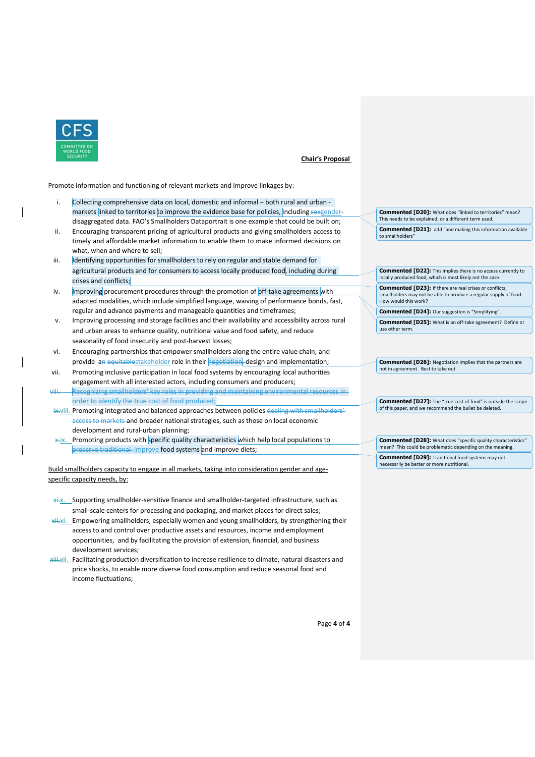**Chair's Proposal**

Promote information and functioning of relevant markets and improve linkages by:

i. Collecting comprehensive data on local, domestic and informal – both rural and urban - markets linked to territories to improve the evidence base for policies, including ~~sex~~gender-disaggregated data. FAO's Smallholders Dataportrait is one example that could be built on;

ii. Encouraging transparent pricing of agricultural products and giving smallholders access to timely and affordable market information to enable them to make informed decisions on what, when and where to sell;

iii. Identifying opportunities for smallholders to rely on regular and stable demand for agricultural products and for consumers to access locally produced food, including during crises and conflicts;

iv. Improving procurement procedures through the promotion of off-take agreements with adapted modalities, which include simplified language, waiving of performance bonds, fast, regular and advance payments and manageable quantities and timeframes;

v. Improving processing and storage facilities and their availability and accessibility across rural and urban areas to enhance quality, nutritional value and food safety, and reduce seasonality of food insecurity and post-harvest losses;

vi. Encouraging partnerships that empower smallholders along the entire value chain, and provide a~~n~~ ~~equitable~~stakeholder role in their ~~negotiation,~~ design and implementation;

vii. Promoting inclusive participation in local food systems by encouraging local authorities engagement with all interested actors, including consumers and producers;

~~viii. Recognizing smallholders' key roles in providing and maintaining environmental resources in order to identify the true cost of food produced;~~

~~ix.~~viii. Promoting integrated and balanced approaches between policies ~~dealing with smallholders' access to markets~~ and broader national strategies, such as those on local economic development and rural-urban planning;

~~x.~~ix. Promoting products with specific quality characteristics which help local populations to ~~preserve traditional~~ improve food systems and improve diets;

Build smallholders capacity to engage in all markets, taking into consideration gender and age-specific capacity needs, by:

~~xi.~~x. Supporting smallholder-sensitive finance and smallholder-targeted infrastructure, such as small-scale centers for processing and packaging, and market places for direct sales;

~~xii.~~xi. Empowering smallholders, especially women and young smallholders, by strengthening their access to and control over productive assets and resources, income and employment opportunities, and by facilitating the provision of extension, financial, and business development services;

~~xiii.~~xii. Facilitating production diversification to increase resilience to climate, natural disasters and price shocks, to enable more diverse food consumption and reduce seasonal food and income fluctuations;

**Commented [D20]:** What does "linked to territories" mean? This needs to be explained, or a different term used.

**Commented [D21]:** add "and making this information available to smallholders"

**Commented [D22]:** This implies there is no access currently to locally produced food, which is most likely not the case.

**Commented [D23]:** If there are real crises or conflicts, smallholders may not be able to produce a regular supply of food. How would this work?

**Commented [D24]:** Our suggestion is "Simplifying".

**Commented [D25]:** What is an off-take agreement? Define or use other term.

**Commented [D26]:** Negotiation implies that the partners are not in agreement. Best to take out.

**Commented [D27]:** The "true cost of food" is outside the scope of this paper, and we recommend the bullet be deleted.

**Commented [D28]:** What does "specific quality characteristics" mean? This could be problematic depending on the meaning.

**Commented [D29]:** Traditional food systems may not necessarily be better or more nutritional.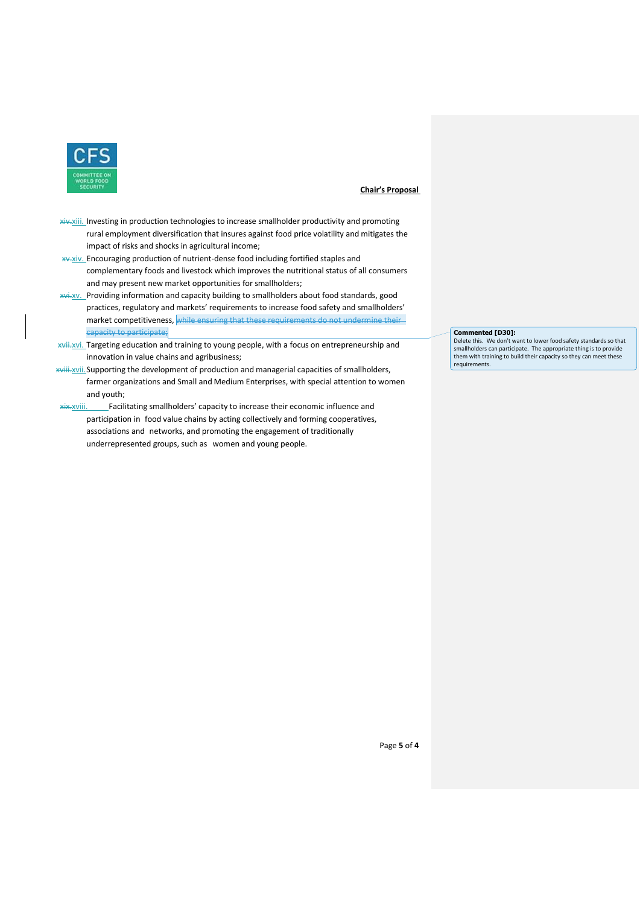**Chair's Proposal**

~~xiv.~~xiii. Investing in production technologies to increase smallholder productivity and promoting rural employment diversification that insures against food price volatility and mitigates the impact of risks and shocks in agricultural income;

~~xv.~~xiv. Encouraging production of nutrient-dense food including fortified staples and complementary foods and livestock which improves the nutritional status of all consumers and may present new market opportunities for smallholders;

~~xvi.~~xv. Providing information and capacity building to smallholders about food standards, good practices, regulatory and markets' requirements to increase food safety and smallholders' market competitiveness, ~~while ensuring that these requirements do not undermine their capacity to participate;~~

~~xvii.~~xvi. Targeting education and training to young people, with a focus on entrepreneurship and innovation in value chains and agribusiness;

~~xviii.~~xvii. Supporting the development of production and managerial capacities of smallholders, farmer organizations and Small and Medium Enterprises, with special attention to women and youth;

~~xix.~~xviii. Facilitating smallholders' capacity to increase their economic influence and participation in food value chains by acting collectively and forming cooperatives, associations and networks, and promoting the engagement of traditionally underrepresented groups, such as women and young people.

**Commented [D30]:** Delete this. We don't want to lower food safety standards so that smallholders can participate. The appropriate thing is to provide them with training to build their capacity so they can meet these requirements.